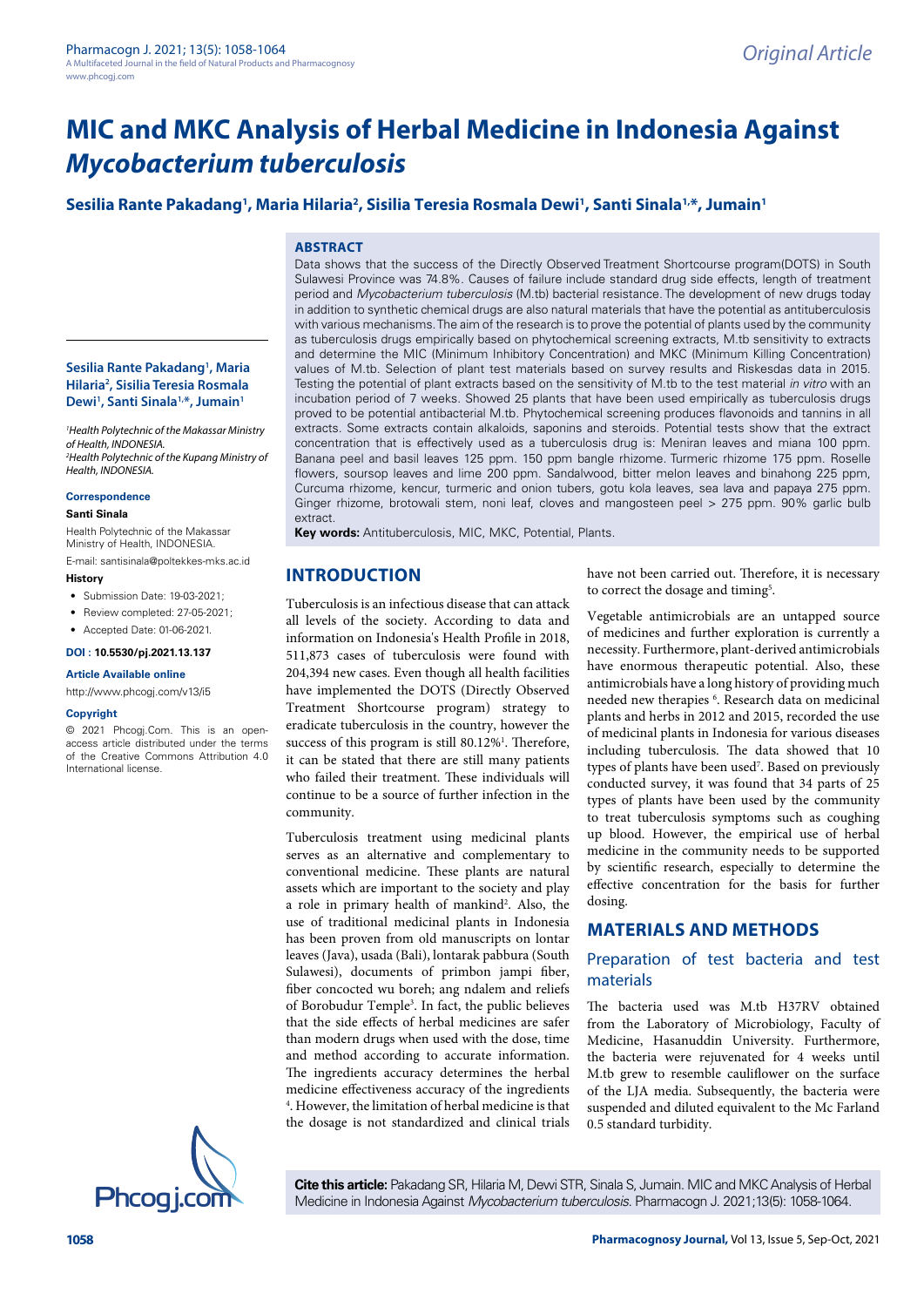# MIC and MKC Analysis of Herbal Medicine in Indonesia Against *Mycobacterium tuberculosis*

**Sesilia Rante Pakadang[1], Maria Hilaria[2], Sisilia Teresia Rosmala Dewi[1], Santi Sinala[1,*], Jumain[1]**

[1]*Health Polytechnic of the Makassar Ministry of Health, INDONESIA.*
[2]*Health Polytechnic of the Kupang Ministry of Health, INDONESIA.*

**Correspondence**

**Santi Sinala**

Health Polytechnic of the Makassar Ministry of Health, INDONESIA.

E-mail: santisinala@poltekkes-mks.ac.id

**History**

- Submission Date: 19-03-2021;
- Review completed: 27-05-2021;
- Accepted Date: 01-06-2021.

**DOI : 10.5530/pj.2021.13.137**

**Article Available online**

http://www.phcogj.com/v13/i5

**Copyright**

© 2021 Phcogj.Com. This is an open-access article distributed under the terms of the Creative Commons Attribution 4.0 International license.

## ABSTRACT

Data shows that the success of the Directly Observed Treatment Shortcourse program(DOTS) in South Sulawesi Province was 74.8%. Causes of failure include standard drug side effects, length of treatment period and *Mycobacterium tuberculosis* (M.tb) bacterial resistance. The development of new drugs today in addition to synthetic chemical drugs are also natural materials that have the potential as antituberculosis with various mechanisms. The aim of the research is to prove the potential of plants used by the community as tuberculosis drugs empirically based on phytochemical screening extracts, M.tb sensitivity to extracts and determine the MIC (Minimum Inhibitory Concentration) and MKC (Minimum Killing Concentration) values of M.tb. Selection of plant test materials based on survey results and Riskesdas data in 2015. Testing the potential of plant extracts based on the sensitivity of M.tb to the test material *in vitro* with an incubation period of 7 weeks. Showed 25 plants that have been used empirically as tuberculosis drugs proved to be potential antibacterial M.tb. Phytochemical screening produces flavonoids and tannins in all extracts. Some extracts contain alkaloids, saponins and steroids. Potential tests show that the extract concentration that is effectively used as a tuberculosis drug is: Meniran leaves and miana 100 ppm. Banana peel and basil leaves 125 ppm. 150 ppm bangle rhizome. Turmeric rhizome 175 ppm. Roselle flowers, soursop leaves and lime 200 ppm. Sandalwood, bitter melon leaves and binahong 225 ppm, Curcuma rhizome, kencur, turmeric and onion tubers, gotu kola leaves, sea lava and papaya 275 ppm. Ginger rhizome, brotowali stem, noni leaf, cloves and mangosteen peel > 275 ppm. 90% garlic bulb extract.

**Key words:** Antituberculosis, MIC, MKC, Potential, Plants.

## INTRODUCTION

Tuberculosis is an infectious disease that can attack all levels of the society. According to data and information on Indonesia's Health Profile in 2018, 511,873 cases of tuberculosis were found with 204,394 new cases. Even though all health facilities have implemented the DOTS (Directly Observed Treatment Shortcourse program) strategy to eradicate tuberculosis in the country, however the success of this program is still 80.12%[1]. Therefore, it can be stated that there are still many patients who failed their treatment. These individuals will continue to be a source of further infection in the community.

Tuberculosis treatment using medicinal plants serves as an alternative and complementary to conventional medicine. These plants are natural assets which are important to the society and play a role in primary health of mankind[2]. Also, the use of traditional medicinal plants in Indonesia has been proven from old manuscripts on lontar leaves (Java), usada (Bali), lontarak pabbura (South Sulawesi), documents of primbon jampi fiber, fiber concocted wu boreh; ang ndalem and reliefs of Borobudur Temple[3]. In fact, the public believes that the side effects of herbal medicines are safer than modern drugs when used with the dose, time and method according to accurate information. The ingredients accuracy determines the herbal medicine effectiveness accuracy of the ingredients [4]. However, the limitation of herbal medicine is that the dosage is not standardized and clinical trials have not been carried out. Therefore, it is necessary to correct the dosage and timing[5].

Vegetable antimicrobials are an untapped source of medicines and further exploration is currently a necessity. Furthermore, plant-derived antimicrobials have enormous therapeutic potential. Also, these antimicrobials have a long history of providing much needed new therapies [6]. Research data on medicinal plants and herbs in 2012 and 2015, recorded the use of medicinal plants in Indonesia for various diseases including tuberculosis. The data showed that 10 types of plants have been used[7]. Based on previously conducted survey, it was found that 34 parts of 25 types of plants have been used by the community to treat tuberculosis symptoms such as coughing up blood. However, the empirical use of herbal medicine in the community needs to be supported by scientific research, especially to determine the effective concentration for the basis for further dosing.

## MATERIALS AND METHODS

### Preparation of test bacteria and test materials

The bacteria used was M.tb H37RV obtained from the Laboratory of Microbiology, Faculty of Medicine, Hasanuddin University. Furthermore, the bacteria were rejuvenated for 4 weeks until M.tb grew to resemble cauliflower on the surface of the LJA media. Subsequently, the bacteria were suspended and diluted equivalent to the Mc Farland 0.5 standard turbidity.

**Cite this article:** Pakadang SR, Hilaria M, Dewi STR, Sinala S, Jumain. MIC and MKC Analysis of Herbal Medicine in Indonesia Against *Mycobacterium tuberculosis*. Pharmacogn J. 2021;13(5): 1058-1064.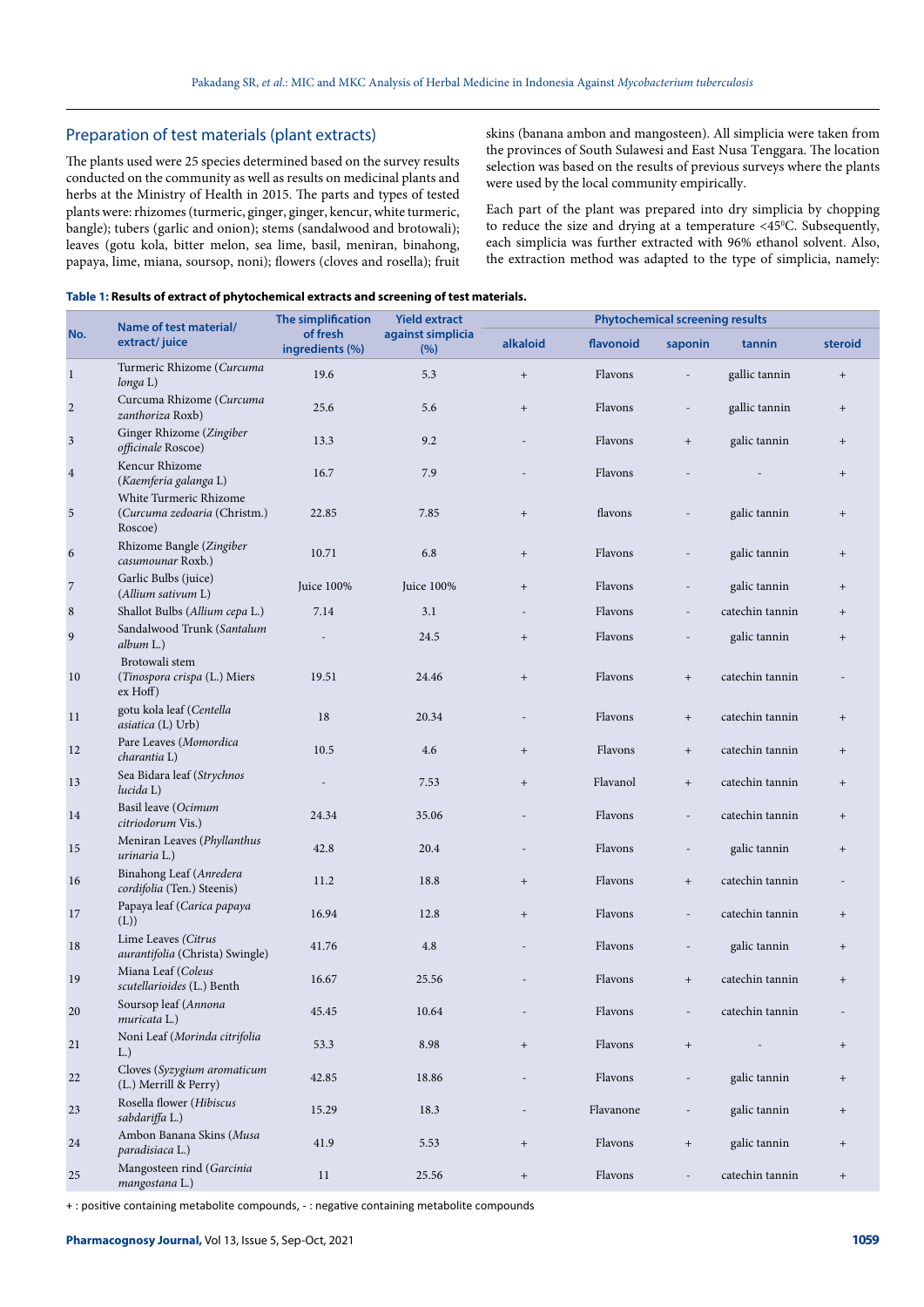## Preparation of test materials (plant extracts)

The plants used were 25 species determined based on the survey results conducted on the community as well as results on medicinal plants and herbs at the Ministry of Health in 2015. The parts and types of tested plants were: rhizomes (turmeric, ginger, ginger, kencur, white turmeric, bangle); tubers (garlic and onion); stems (sandalwood and brotowali); leaves (gotu kola, bitter melon, sea lime, basil, meniran, binahong, papaya, lime, miana, soursop, noni); flowers (cloves and rosella); fruit skins (banana ambon and mangosteen). All simplicia were taken from the provinces of South Sulawesi and East Nusa Tenggara. The location selection was based on the results of previous surveys where the plants were used by the local community empirically.

Each part of the plant was prepared into dry simplicia by chopping to reduce the size and drying at a temperature <45$^0$C. Subsequently, each simplicia was further extracted with 96% ethanol solvent. Also, the extraction method was adapted to the type of simplicia, namely:

**Table 1: Results of extract of phytochemical extracts and screening of test materials.**

| No. | Name of test material/ extract/ juice | The simplification of fresh ingredients (%) | Yield extract against simplicia (%) | Phytochemical screening results | | | | |
|---|---|---|---|---|---|---|---|---|
| | | | | alkaloid | flavonoid | saponin | tannin | steroid |
| 1 | Turmeric Rhizome (*Curcuma longa* L) | 19.6 | 5.3 | + | Flavons | - | gallic tannin | + |
| 2 | Curcuma Rhizome (*Curcuma zanthoriza* Roxb) | 25.6 | 5.6 | + | Flavons | - | gallic tannin | + |
| 3 | Ginger Rhizome (*Zingiber officinale* Roscoe) | 13.3 | 9.2 | - | Flavons | + | galic tannin | + |
| 4 | Kencur Rhizome (*Kaemferia galanga* L) | 16.7 | 7.9 | - | Flavons | - | - | + |
| 5 | White Turmeric Rhizome (*Curcuma zedoaria* (Christm.) Roscoe) | 22.85 | 7.85 | + | flavons | - | galic tannin | + |
| 6 | Rhizome Bangle (*Zingiber casumounar* Roxb.) | 10.71 | 6.8 | + | Flavons | - | galic tannin | + |
| 7 | Garlic Bulbs (juice) (*Allium sativum* L) | Juice 100% | Juice 100% | + | Flavons | - | galic tannin | + |
| 8 | Shallot Bulbs (*Allium cepa* L.) | 7.14 | 3.1 | - | Flavons | - | catechin tannin | + |
| 9 | Sandalwood Trunk (*Santalum album* L.) | - | 24.5 | + | Flavons | - | galic tannin | + |
| 10 | Brotowali stem (*Tinospora crispa* (L.) Miers ex Hoff) | 19.51 | 24.46 | + | Flavons | + | catechin tannin | - |
| 11 | gotu kola leaf (*Centella asiatica* (L) Urb) | 18 | 20.34 | - | Flavons | + | catechin tannin | + |
| 12 | Pare Leaves (*Momordica charantia* L) | 10.5 | 4.6 | + | Flavons | + | catechin tannin | + |
| 13 | Sea Bidara leaf (*Strychnos lucida* L) | - | 7.53 | + | Flavanol | + | catechin tannin | + |
| 14 | Basil leave (*Ocimum citriodorum* Vis.) | 24.34 | 35.06 | - | Flavons | - | catechin tannin | + |
| 15 | Meniran Leaves (*Phyllanthus urinaria* L.) | 42.8 | 20.4 | - | Flavons | - | galic tannin | + |
| 16 | Binahong Leaf (*Anredera cordifolia* (Ten.) Steenis) | 11.2 | 18.8 | + | Flavons | + | catechin tannin | - |
| 17 | Papaya leaf (*Carica papaya* (L)) | 16.94 | 12.8 | + | Flavons | - | catechin tannin | + |
| 18 | Lime Leaves (*Citrus aurantifolia* (Christa) Swingle) | 41.76 | 4.8 | - | Flavons | - | galic tannin | + |
| 19 | Miana Leaf (*Coleus scutellarioides* (L.) Benth | 16.67 | 25.56 | - | Flavons | + | catechin tannin | + |
| 20 | Soursop leaf (*Annona muricata* L.) | 45.45 | 10.64 | - | Flavons | - | catechin tannin | - |
| 21 | Noni Leaf (*Morinda citrifolia* L.) | 53.3 | 8.98 | + | Flavons | + | - | + |
| 22 | Cloves (*Syzygium aromaticum* (L.) Merrill & Perry) | 42.85 | 18.86 | - | Flavons | - | galic tannin | + |
| 23 | Rosella flower (*Hibiscus sabdariffa* L.) | 15.29 | 18.3 | - | Flavanone | - | galic tannin | + |
| 24 | Ambon Banana Skins (*Musa paradisiaca* L.) | 41.9 | 5.53 | + | Flavons | + | galic tannin | + |
| 25 | Mangosteen rind (*Garcinia mangostana* L.) | 11 | 25.56 | + | Flavons | - | catechin tannin | + |

+ : positive containing metabolite compounds, - : negative containing metabolite compounds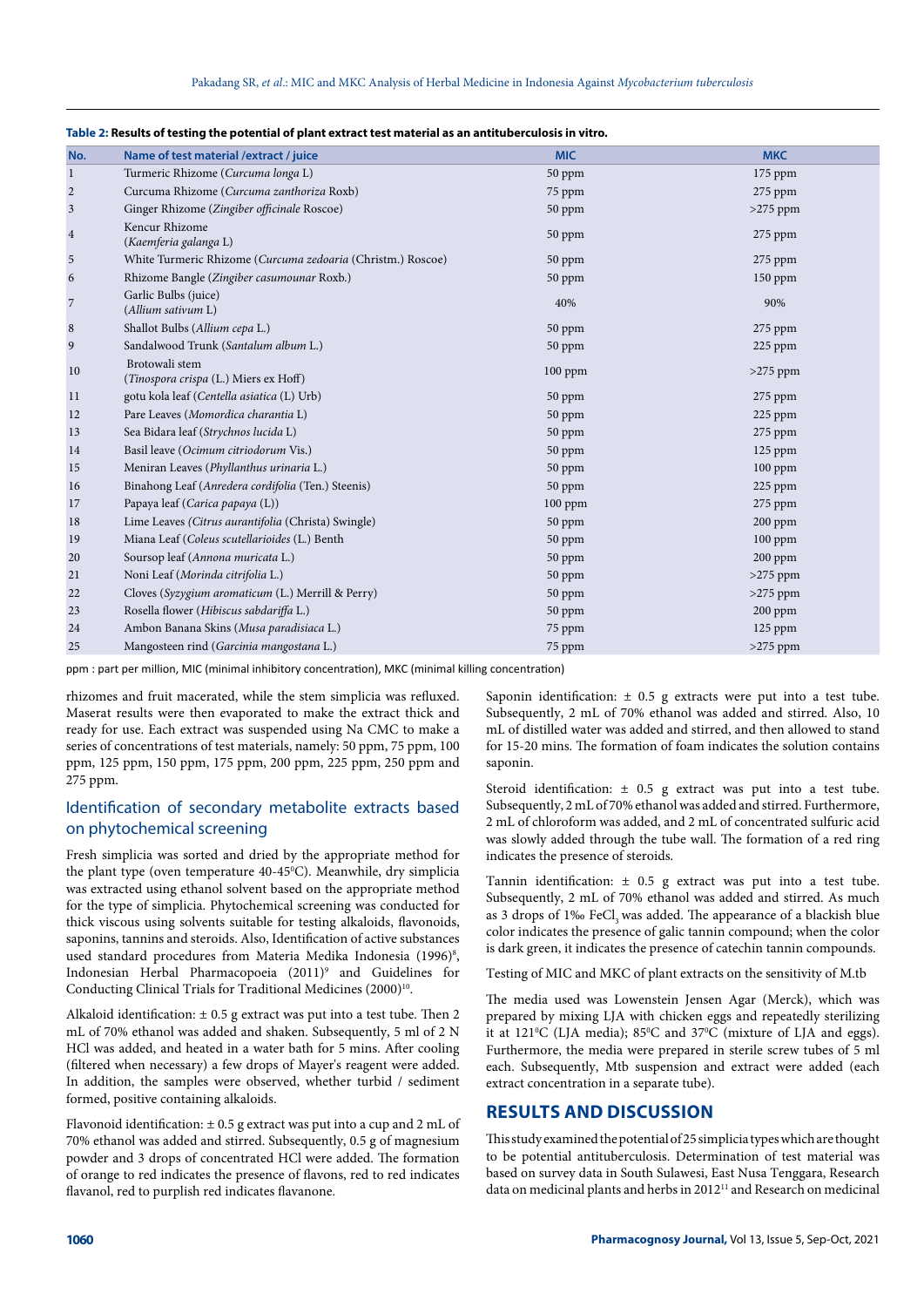**Table 2: Results of testing the potential of plant extract test material as an antituberculosis in vitro.**

| No. | Name of test material /extract / juice | MIC | MKC |
|---|---|---|---|
| 1 | Turmeric Rhizome (*Curcuma longa* L) | 50 ppm | 175 ppm |
| 2 | Curcuma Rhizome (*Curcuma zanthoriza* Roxb) | 75 ppm | 275 ppm |
| 3 | Ginger Rhizome (*Zingiber officinale* Roscoe) | 50 ppm | >275 ppm |
| 4 | Kencur Rhizome (*Kaemferia galanga* L) | 50 ppm | 275 ppm |
| 5 | White Turmeric Rhizome (*Curcuma zedoaria* (Christm.) Roscoe) | 50 ppm | 275 ppm |
| 6 | Rhizome Bangle (*Zingiber casumounar* Roxb.) | 50 ppm | 150 ppm |
| 7 | Garlic Bulbs (juice) (*Allium sativum* L) | 40% | 90% |
| 8 | Shallot Bulbs (*Allium cepa* L.) | 50 ppm | 275 ppm |
| 9 | Sandalwood Trunk (*Santalum album* L.) | 50 ppm | 225 ppm |
| 10 | Brotowali stem (*Tinospora crispa* (L.) Miers ex Hoff) | 100 ppm | >275 ppm |
| 11 | gotu kola leaf (*Centella asiatica* (L) Urb) | 50 ppm | 275 ppm |
| 12 | Pare Leaves (*Momordica charantia* L) | 50 ppm | 225 ppm |
| 13 | Sea Bidara leaf (*Strychnos lucida* L) | 50 ppm | 275 ppm |
| 14 | Basil leave (*Ocimum citriodorum* Vis.) | 50 ppm | 125 ppm |
| 15 | Meniran Leaves (*Phyllanthus urinaria* L.) | 50 ppm | 100 ppm |
| 16 | Binahong Leaf (*Anredera cordifolia* (Ten.) Steenis) | 50 ppm | 225 ppm |
| 17 | Papaya leaf (*Carica papaya* (L)) | 100 ppm | 275 ppm |
| 18 | Lime Leaves (*Citrus aurantifolia* (Christa) Swingle) | 50 ppm | 200 ppm |
| 19 | Miana Leaf (*Coleus scutellarioides* (L.) Benth | 50 ppm | 100 ppm |
| 20 | Soursop leaf (*Annona muricata* L.) | 50 ppm | 200 ppm |
| 21 | Noni Leaf (*Morinda citrifolia* L.) | 50 ppm | >275 ppm |
| 22 | Cloves (*Syzygium aromaticum* (L.) Merrill & Perry) | 50 ppm | >275 ppm |
| 23 | Rosella flower (*Hibiscus sabdariffa* L.) | 50 ppm | 200 ppm |
| 24 | Ambon Banana Skins (*Musa paradisiaca* L.) | 75 ppm | 125 ppm |
| 25 | Mangosteen rind (*Garcinia mangostana* L.) | 75 ppm | >275 ppm |

ppm : part per million, MIC (minimal inhibitory concentration), MKC (minimal killing concentration)

rhizomes and fruit macerated, while the stem simplicia was refluxed. Maserat results were then evaporated to make the extract thick and ready for use. Each extract was suspended using Na CMC to make a series of concentrations of test materials, namely: 50 ppm, 75 ppm, 100 ppm, 125 ppm, 150 ppm, 175 ppm, 200 ppm, 225 ppm, 250 ppm and 275 ppm.

## Identification of secondary metabolite extracts based on phytochemical screening

Fresh simplicia was sorted and dried by the appropriate method for the plant type (oven temperature 40-45$^{0}$C). Meanwhile, dry simplicia was extracted using ethanol solvent based on the appropriate method for the type of simplicia. Phytochemical screening was conducted for thick viscous using solvents suitable for testing alkaloids, flavonoids, saponins, tannins and steroids. Also, Identification of active substances used standard procedures from Materia Medika Indonesia (1996)[8], Indonesian Herbal Pharmacopoeia (2011)[9] and Guidelines for Conducting Clinical Trials for Traditional Medicines (2000)[10].

Alkaloid identification: ± 0.5 g extract was put into a test tube. Then 2 mL of 70% ethanol was added and shaken. Subsequently, 5 ml of 2 N HCl was added, and heated in a water bath for 5 mins. After cooling (filtered when necessary) a few drops of Mayer's reagent were added. In addition, the samples were observed, whether turbid / sediment formed, positive containing alkaloids.

Flavonoid identification: ± 0.5 g extract was put into a cup and 2 mL of 70% ethanol was added and stirred. Subsequently, 0.5 g of magnesium powder and 3 drops of concentrated HCl were added. The formation of orange to red indicates the presence of flavons, red to red indicates flavanol, red to purplish red indicates flavanone.

Saponin identification: ± 0.5 g extracts were put into a test tube. Subsequently, 2 mL of 70% ethanol was added and stirred. Also, 10 mL of distilled water was added and stirred, and then allowed to stand for 15-20 mins. The formation of foam indicates the solution contains saponin.

Steroid identification: ± 0.5 g extract was put into a test tube. Subsequently, 2 mL of 70% ethanol was added and stirred. Furthermore, 2 mL of chloroform was added, and 2 mL of concentrated sulfuric acid was slowly added through the tube wall. The formation of a red ring indicates the presence of steroids.

Tannin identification: ± 0.5 g extract was put into a test tube. Subsequently, 2 mL of 70% ethanol was added and stirred. As much as 3 drops of 1‰ $FeCl_3$ was added. The appearance of a blackish blue color indicates the presence of galic tannin compound; when the color is dark green, it indicates the presence of catechin tannin compounds.

Testing of MIC and MKC of plant extracts on the sensitivity of M.tb

The media used was Lowenstein Jensen Agar (Merck), which was prepared by mixing LJA with chicken eggs and repeatedly sterilizing it at 121$^{0}$C (LJA media); 85$^{0}$C and 37$^{0}$C (mixture of LJA and eggs). Furthermore, the media were prepared in sterile screw tubes of 5 ml each. Subsequently, Mtb suspension and extract were added (each extract concentration in a separate tube).

## RESULTS AND DISCUSSION

This study examined the potential of 25 simplicia types which are thought to be potential antituberculosis. Determination of test material was based on survey data in South Sulawesi, East Nusa Tenggara, Research data on medicinal plants and herbs in 2012[11] and Research on medicinal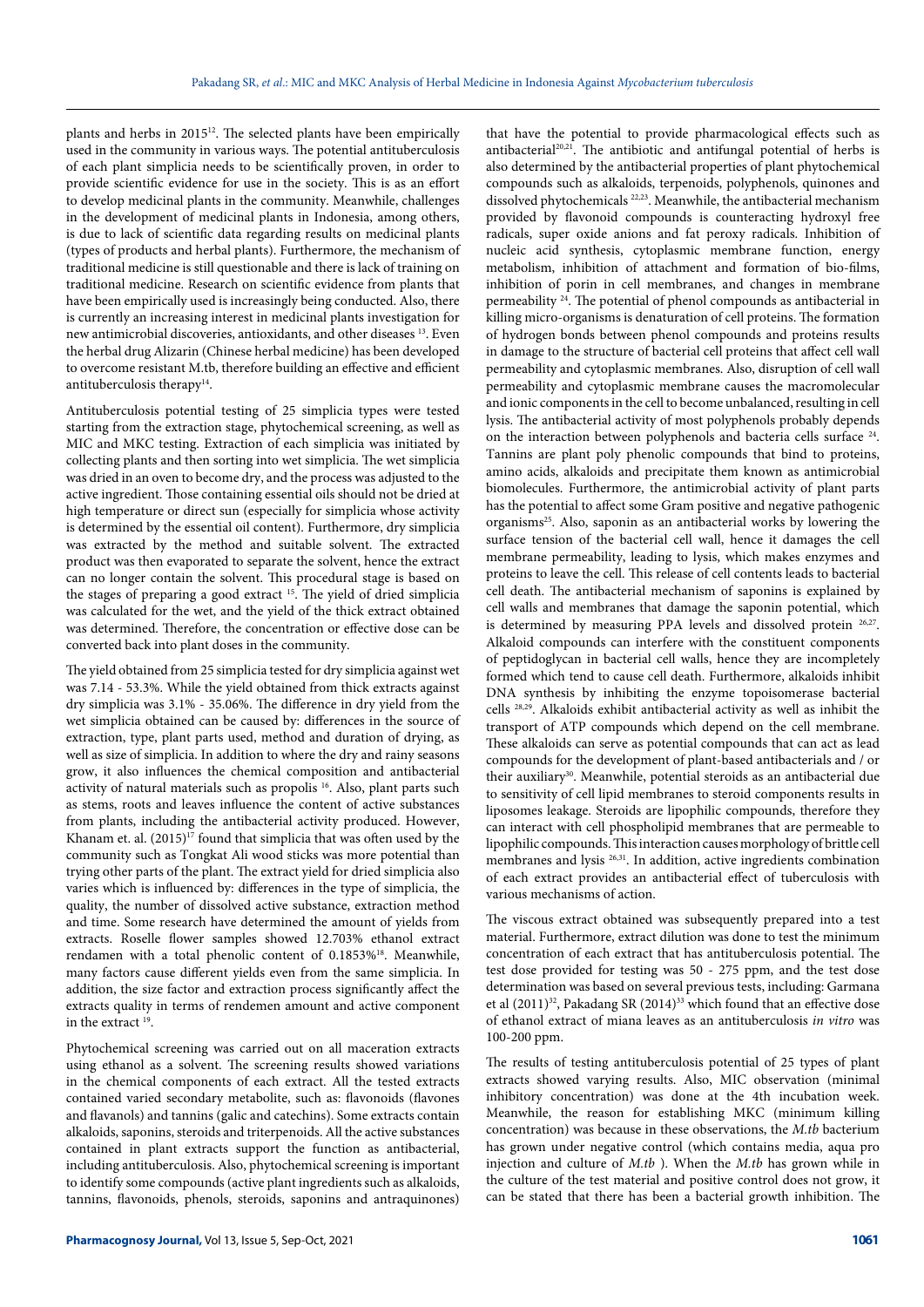plants and herbs in 2015[12]. The selected plants have been empirically used in the community in various ways. The potential antituberculosis of each plant simplicia needs to be scientifically proven, in order to provide scientific evidence for use in the society. This is as an effort to develop medicinal plants in the community. Meanwhile, challenges in the development of medicinal plants in Indonesia, among others, is due to lack of scientific data regarding results on medicinal plants (types of products and herbal plants). Furthermore, the mechanism of traditional medicine is still questionable and there is lack of training on traditional medicine. Research on scientific evidence from plants that have been empirically used is increasingly being conducted. Also, there is currently an increasing interest in medicinal plants investigation for new antimicrobial discoveries, antioxidants, and other diseases [13]. Even the herbal drug Alizarin (Chinese herbal medicine) has been developed to overcome resistant M.tb, therefore building an effective and efficient antituberculosis therapy[14].

Antituberculosis potential testing of 25 simplicia types were tested starting from the extraction stage, phytochemical screening, as well as MIC and MKC testing. Extraction of each simplicia was initiated by collecting plants and then sorting into wet simplicia. The wet simplicia was dried in an oven to become dry, and the process was adjusted to the active ingredient. Those containing essential oils should not be dried at high temperature or direct sun (especially for simplicia whose activity is determined by the essential oil content). Furthermore, dry simplicia was extracted by the method and suitable solvent. The extracted product was then evaporated to separate the solvent, hence the extract can no longer contain the solvent. This procedural stage is based on the stages of preparing a good extract [15]. The yield of dried simplicia was calculated for the wet, and the yield of the thick extract obtained was determined. Therefore, the concentration or effective dose can be converted back into plant doses in the community.

The yield obtained from 25 simplicia tested for dry simplicia against wet was 7.14 - 53.3%. While the yield obtained from thick extracts against dry simplicia was 3.1% - 35.06%. The difference in dry yield from the wet simplicia obtained can be caused by: differences in the source of extraction, type, plant parts used, method and duration of drying, as well as size of simplicia. In addition to where the dry and rainy seasons grow, it also influences the chemical composition and antibacterial activity of natural materials such as propolis [16]. Also, plant parts such as stems, roots and leaves influence the content of active substances from plants, including the antibacterial activity produced. However, Khanam et. al. (2015)[17] found that simplicia that was often used by the community such as Tongkat Ali wood sticks was more potential than trying other parts of the plant. The extract yield for dried simplicia also varies which is influenced by: differences in the type of simplicia, the quality, the number of dissolved active substance, extraction method and time. Some research have determined the amount of yields from extracts. Roselle flower samples showed 12.703% ethanol extract rendamen with a total phenolic content of 0.1853%[18]. Meanwhile, many factors cause different yields even from the same simplicia. In addition, the size factor and extraction process significantly affect the extracts quality in terms of rendemen amount and active component in the extract [19].

Phytochemical screening was carried out on all maceration extracts using ethanol as a solvent. The screening results showed variations in the chemical components of each extract. All the tested extracts contained varied secondary metabolite, such as: flavonoids (flavones and flavanols) and tannins (galic and catechins). Some extracts contain alkaloids, saponins, steroids and triterpenoids. All the active substances contained in plant extracts support the function as antibacterial, including antituberculosis. Also, phytochemical screening is important to identify some compounds (active plant ingredients such as alkaloids, tannins, flavonoids, phenols, steroids, saponins and antraquinones) that have the potential to provide pharmacological effects such as antibacterial[20,21]. The antibiotic and antifungal potential of herbs is also determined by the antibacterial properties of plant phytochemical compounds such as alkaloids, terpenoids, polyphenols, quinones and dissolved phytochemicals [22,23]. Meanwhile, the antibacterial mechanism provided by flavonoid compounds is counteracting hydroxyl free radicals, super oxide anions and fat peroxy radicals. Inhibition of nucleic acid synthesis, cytoplasmic membrane function, energy metabolism, inhibition of attachment and formation of bio-films, inhibition of porin in cell membranes, and changes in membrane permeability [24]. The potential of phenol compounds as antibacterial in killing micro-organisms is denaturation of cell proteins. The formation of hydrogen bonds between phenol compounds and proteins results in damage to the structure of bacterial cell proteins that affect cell wall permeability and cytoplasmic membranes. Also, disruption of cell wall permeability and cytoplasmic membrane causes the macromolecular and ionic components in the cell to become unbalanced, resulting in cell lysis. The antibacterial activity of most polyphenols probably depends on the interaction between polyphenols and bacteria cells surface [24]. Tannins are plant poly phenolic compounds that bind to proteins, amino acids, alkaloids and precipitate them known as antimicrobial biomolecules. Furthermore, the antimicrobial activity of plant parts has the potential to affect some Gram positive and negative pathogenic organisms[25]. Also, saponin as an antibacterial works by lowering the surface tension of the bacterial cell wall, hence it damages the cell membrane permeability, leading to lysis, which makes enzymes and proteins to leave the cell. This release of cell contents leads to bacterial cell death. The antibacterial mechanism of saponins is explained by cell walls and membranes that damage the saponin potential, which is determined by measuring PPA levels and dissolved protein [26,27]. Alkaloid compounds can interfere with the constituent components of peptidoglycan in bacterial cell walls, hence they are incompletely formed which tend to cause cell death. Furthermore, alkaloids inhibit DNA synthesis by inhibiting the enzyme topoisomerase bacterial cells [28,29]. Alkaloids exhibit antibacterial activity as well as inhibit the transport of ATP compounds which depend on the cell membrane. These alkaloids can serve as potential compounds that can act as lead compounds for the development of plant-based antibacterials and / or their auxiliary[30]. Meanwhile, potential steroids as an antibacterial due to sensitivity of cell lipid membranes to steroid components results in liposomes leakage. Steroids are lipophilic compounds, therefore they can interact with cell phospholipid membranes that are permeable to lipophilic compounds. This interaction causes morphology of brittle cell membranes and lysis [26,31]. In addition, active ingredients combination of each extract provides an antibacterial effect of tuberculosis with various mechanisms of action.

The viscous extract obtained was subsequently prepared into a test material. Furthermore, extract dilution was done to test the minimum concentration of each extract that has antituberculosis potential. The test dose provided for testing was 50 - 275 ppm, and the test dose determination was based on several previous tests, including: Garmana et al (2011)[32], Pakadang SR (2014)[33] which found that an effective dose of ethanol extract of miana leaves as an antituberculosis *in vitro* was 100-200 ppm.

The results of testing antituberculosis potential of 25 types of plant extracts showed varying results. Also, MIC observation (minimal inhibitory concentration) was done at the 4th incubation week. Meanwhile, the reason for establishing MKC (minimum killing concentration) was because in these observations, the *M.tb* bacterium has grown under negative control (which contains media, aqua pro injection and culture of *M.tb* ). When the *M.tb* has grown while in the culture of the test material and positive control does not grow, it can be stated that there has been a bacterial growth inhibition. The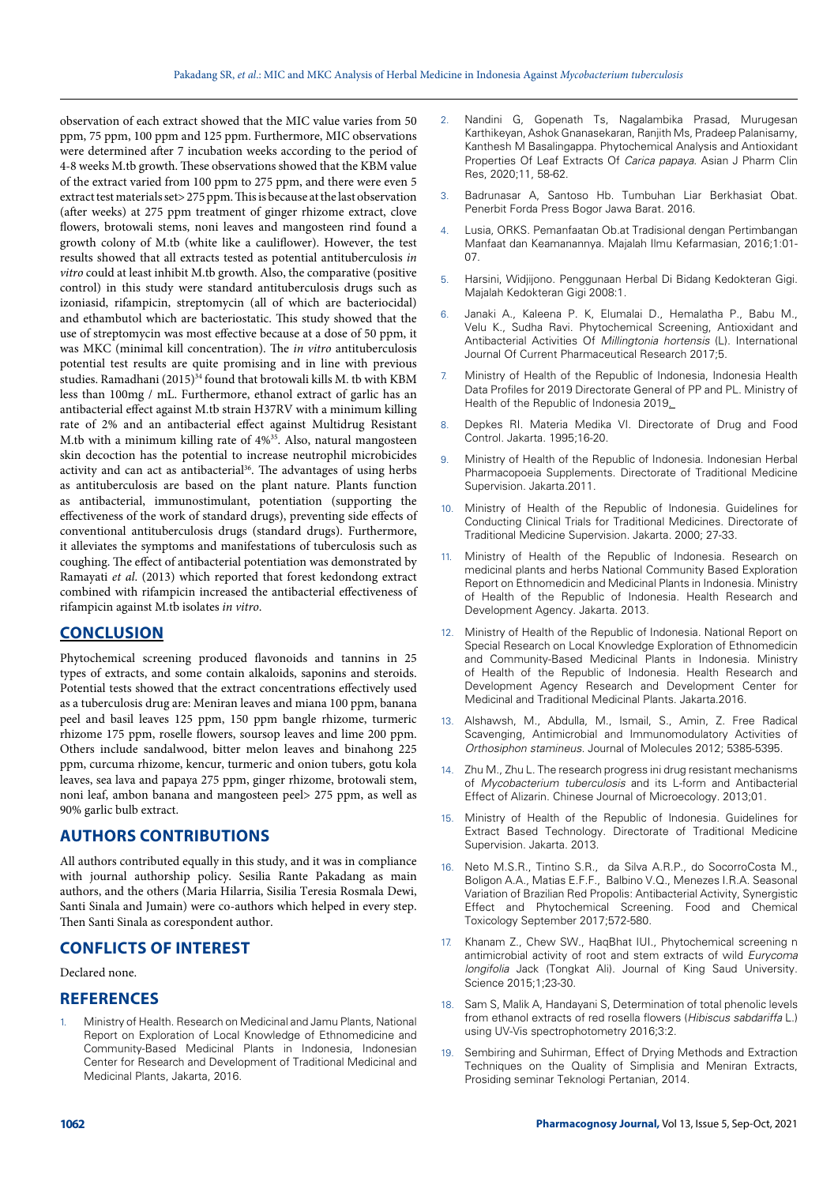observation of each extract showed that the MIC value varies from 50 ppm, 75 ppm, 100 ppm and 125 ppm. Furthermore, MIC observations were determined after 7 incubation weeks according to the period of 4-8 weeks M.tb growth. These observations showed that the KBM value of the extract varied from 100 ppm to 275 ppm, and there were even 5 extract test materials set> 275 ppm. This is because at the last observation (after weeks) at 275 ppm treatment of ginger rhizome extract, clove flowers, brotowali stems, noni leaves and mangosteen rind found a growth colony of M.tb (white like a cauliflower). However, the test results showed that all extracts tested as potential antituberculosis *in vitro* could at least inhibit M.tb growth. Also, the comparative (positive control) in this study were standard antituberculosis drugs such as izoniasid, rifampicin, streptomycin (all of which are bacteriocidal) and ethambutol which are bacteriostatic. This study showed that the use of streptomycin was most effective because at a dose of 50 ppm, it was MKC (minimal kill concentration). The *in vitro* antituberculosis potential test results are quite promising and in line with previous studies. Ramadhani (2015)[34] found that brotowali kills M. tb with KBM less than 100mg / mL. Furthermore, ethanol extract of garlic has an antibacterial effect against M.tb strain H37RV with a minimum killing rate of 2% and an antibacterial effect against Multidrug Resistant M.tb with a minimum killing rate of 4%[35]. Also, natural mangosteen skin decoction has the potential to increase neutrophil microbicides activity and can act as antibacterial[36]. The advantages of using herbs as antituberculosis are based on the plant nature. Plants function as antibacterial, immunostimulant, potentiation (supporting the effectiveness of the work of standard drugs), preventing side effects of conventional antituberculosis drugs (standard drugs). Furthermore, it alleviates the symptoms and manifestations of tuberculosis such as coughing. The effect of antibacterial potentiation was demonstrated by Ramayati *et al*. (2013) which reported that forest kedondong extract combined with rifampicin increased the antibacterial effectiveness of rifampicin against M.tb isolates *in vitro*.

## CONCLUSION

Phytochemical screening produced flavonoids and tannins in 25 types of extracts, and some contain alkaloids, saponins and steroids. Potential tests showed that the extract concentrations effectively used as a tuberculosis drug are: Meniran leaves and miana 100 ppm, banana peel and basil leaves 125 ppm, 150 ppm bangle rhizome, turmeric rhizome 175 ppm, roselle flowers, soursop leaves and lime 200 ppm. Others include sandalwood, bitter melon leaves and binahong 225 ppm, curcuma rhizome, kencur, turmeric and onion tubers, gotu kola leaves, sea lava and papaya 275 ppm, ginger rhizome, brotowali stem, noni leaf, ambon banana and mangosteen peel> 275 ppm, as well as 90% garlic bulb extract.

## AUTHORS CONTRIBUTIONS

All authors contributed equally in this study, and it was in compliance with journal authorship policy. Sesilia Rante Pakadang as main authors, and the others (Maria Hilarria, Sisilia Teresia Rosmala Dewi, Santi Sinala and Jumain) were co-authors which helped in every step. Then Santi Sinala as corespondent author.

## CONFLICTS OF INTEREST

Declared none.

## REFERENCES

1. Ministry of Health. Research on Medicinal and Jamu Plants, National Report on Exploration of Local Knowledge of Ethnomedicine and Community-Based Medicinal Plants in Indonesia, Indonesian Center for Research and Development of Traditional Medicinal and Medicinal Plants, Jakarta, 2016.
2. Nandini G, Gopenath Ts, Nagalambika Prasad, Murugesan Karthikeyan, Ashok Gnanasekaran, Ranjith Ms, Pradeep Palanisamy, Kanthesh M Basalingappa. Phytochemical Analysis and Antioxidant Properties Of Leaf Extracts Of *Carica papaya*. Asian J Pharm Clin Res, 2020;11, 58-62.
3. Badrunasar A, Santoso Hb. Tumbuhan Liar Berkhasiat Obat. Penerbit Forda Press Bogor Jawa Barat. 2016.
4. Lusia, ORKS. Pemanfaatan Ob.at Tradisional dengan Pertimbangan Manfaat dan Keamanannya. Majalah Ilmu Kefarmasian, 2016;1:01-07.
5. Harsini, Widjijono. Penggunaan Herbal Di Bidang Kedokteran Gigi. Majalah Kedokteran Gigi 2008:1.
6. Janaki A., Kaleena P. K, Elumalai D., Hemalatha P., Babu M., Velu K., Sudha Ravi. Phytochemical Screening, Antioxidant and Antibacterial Activities Of *Millingtonia hortensis* (L). International Journal Of Current Pharmaceutical Research 2017;5.
7. Ministry of Health of the Republic of Indonesia, Indonesia Health Data Profiles for 2019 Directorate General of PP and PL. Ministry of Health of the Republic of Indonesia 2019.
8. Depkes RI. Materia Medika VI. Directorate of Drug and Food Control. Jakarta. 1995;16-20.
9. Ministry of Health of the Republic of Indonesia. Indonesian Herbal Pharmacopoeia Supplements. Directorate of Traditional Medicine Supervision. Jakarta.2011.
10. Ministry of Health of the Republic of Indonesia. Guidelines for Conducting Clinical Trials for Traditional Medicines. Directorate of Traditional Medicine Supervision. Jakarta. 2000; 27-33.
11. Ministry of Health of the Republic of Indonesia. Research on medicinal plants and herbs National Community Based Exploration Report on Ethnomedicin and Medicinal Plants in Indonesia. Ministry of Health of the Republic of Indonesia. Health Research and Development Agency. Jakarta. 2013.
12. Ministry of Health of the Republic of Indonesia. National Report on Special Research on Local Knowledge Exploration of Ethnomedicin and Community-Based Medicinal Plants in Indonesia. Ministry of Health of the Republic of Indonesia. Health Research and Development Agency Research and Development Center for Medicinal and Traditional Medicinal Plants. Jakarta.2016.
13. Alshawsh, M., Abdulla, M., Ismail, S., Amin, Z. Free Radical Scavenging, Antimicrobial and Immunomodulatory Activities of *Orthosiphon stamineus*. Journal of Molecules 2012; 5385-5395.
14. Zhu M., Zhu L. The research progress ini drug resistant mechanisms of *Mycobacterium tuberculosis* and its L-form and Antibacterial Effect of Alizarin. Chinese Journal of Microecology. 2013;01.
15. Ministry of Health of the Republic of Indonesia. Guidelines for Extract Based Technology. Directorate of Traditional Medicine Supervision. Jakarta. 2013.
16. Neto M.S.R., Tintino S.R., da Silva A.R.P., do SocorroCosta M., Boligon A.A., Matias E.F.F., Balbino V.Q., Menezes I.R.A. Seasonal Variation of Brazilian Red Propolis: Antibacterial Activity, Synergistic Effect and Phytochemical Screening. Food and Chemical Toxicology September 2017;572-580.
17. Khanam Z., Chew SW., HaqBhat IUI., Phytochemical screening n antimicrobial activity of root and stem extracts of wild *Eurycoma longifolia* Jack (Tongkat Ali). Journal of King Saud University. Science 2015;1;23-30.
18. Sam S, Malik A, Handayani S, Determination of total phenolic levels from ethanol extracts of red rosella flowers (*Hibiscus sabdariffa* L.) using UV-Vis spectrophotometry 2016;3:2.
19. Sembiring and Suhirman, Effect of Drying Methods and Extraction Techniques on the Quality of Simplisia and Meniran Extracts, Prosiding seminar Teknologi Pertanian, 2014.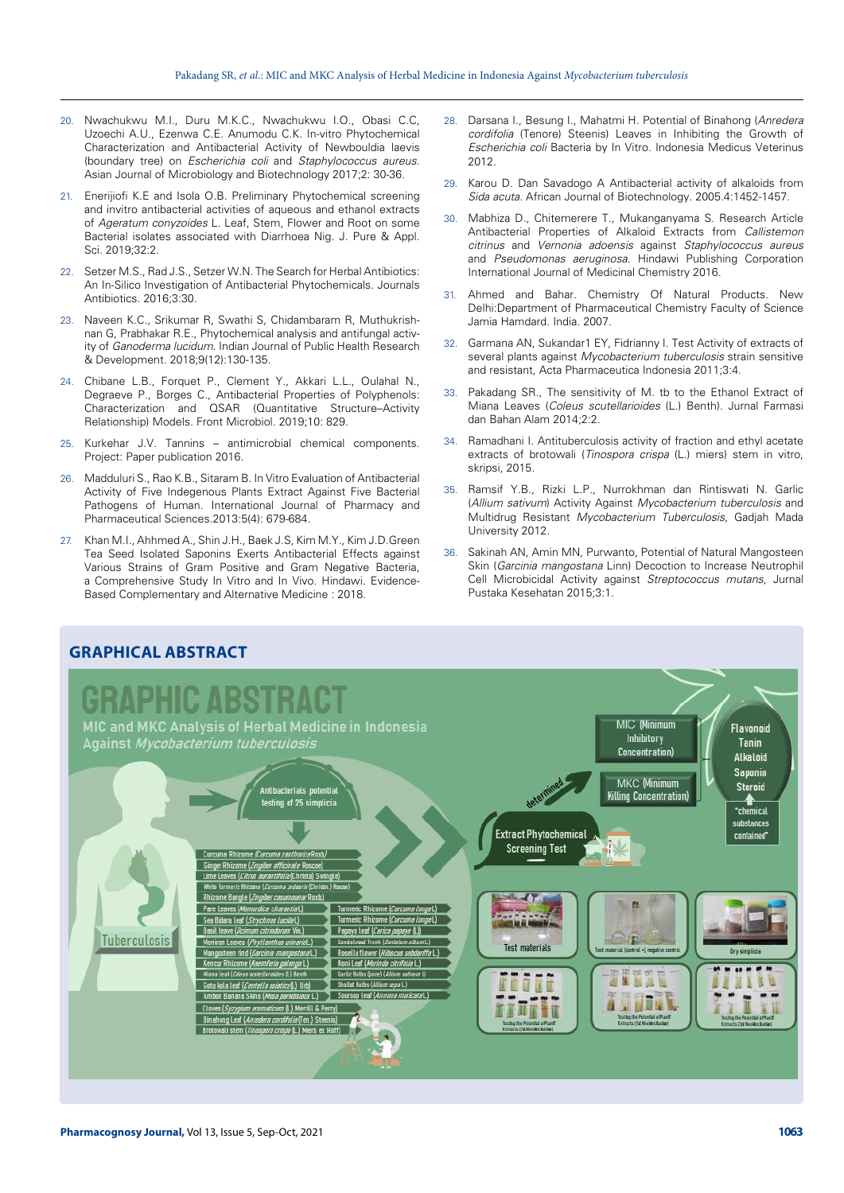20. Nwachukwu M.I., Duru M.K.C., Nwachukwu I.O., Obasi C.C, Uzoechi A.U., Ezenwa C.E. Anumodu C.K. In-vitro Phytochemical Characterization and Antibacterial Activity of Newbouldia laevis (boundary tree) on *Escherichia coli* and *Staphylococcus aureus*. Asian Journal of Microbiology and Biotechnology 2017;2: 30-36.

21. Enerijiofi K.E and Isola O.B. Preliminary Phytochemical screening and invitro antibacterial activities of aqueous and ethanol extracts of *Ageratum conyzoides* L. Leaf, Stem, Flower and Root on some Bacterial isolates associated with Diarrhoea Nig. J. Pure & Appl. Sci. 2019;32:2.

22. Setzer M.S., Rad J.S., Setzer W.N. The Search for Herbal Antibiotics: An In-Silico Investigation of Antibacterial Phytochemicals. Journals Antibiotics. 2016;3:30.

23. Naveen K.C., Srikumar R, Swathi S, Chidambaram R, Muthukrishnan G, Prabhakar R.E., Phytochemical analysis and antifungal activity of *Ganoderma lucidum*. Indian Journal of Public Health Research & Development. 2018;9(12):130-135.

24. Chibane L.B., Forquet P., Clement Y., Akkari L.L., Oulahal N., Degraeve P., Borges C., Antibacterial Properties of Polyphenols: Characterization and QSAR (Quantitative Structure–Activity Relationship) Models. Front Microbiol. 2019;10: 829.

25. Kurkehar J.V. Tannins – antimicrobial chemical components. Project: Paper publication 2016.

26. Madduluri S., Rao K.B., Sitaram B. In Vitro Evaluation of Antibacterial Activity of Five Indegenous Plants Extract Against Five Bacterial Pathogens of Human. International Journal of Pharmacy and Pharmaceutical Sciences.2013:5(4): 679-684.

27. Khan M.I., Ahhmed A., Shin J.H., Baek J.S, Kim M.Y., Kim J.D.Green Tea Seed Isolated Saponins Exerts Antibacterial Effects against Various Strains of Gram Positive and Gram Negative Bacteria, a Comprehensive Study In Vitro and In Vivo. Hindawi. Evidence-Based Complementary and Alternative Medicine : 2018.

28. Darsana I., Besung I., Mahatmi H. Potential of Binahong (*Anredera cordifolia* (Tenore) Steenis) Leaves in Inhibiting the Growth of *Escherichia coli* Bacteria by In Vitro. Indonesia Medicus Veterinus 2012.

29. Karou D. Dan Savadogo A Antibacterial activity of alkaloids from *Sida acuta*. African Journal of Biotechnology. 2005.4:1452-1457.

30. Mabhiza D., Chitemerere T., Mukanganyama S. Research Article Antibacterial Properties of Alkaloid Extracts from *Callistemon citrinus* and *Vernonia adoensis* against *Staphyloccocus aureus* and *Pseudomonas aeruginosa*. Hindawi Publishing Corporation International Journal of Medicinal Chemistry 2016.

31. Ahmed and Bahar. Chemistry Of Natural Products. New Delhi:Department of Pharmaceutical Chemistry Faculty of Science Jamia Hamdard. India. 2007.

32. Garmana AN, Sukandar1 EY, Fidrianny I. Test Activity of extracts of several plants against *Mycobacterium tuberculosis* strain sensitive and resistant, Acta Pharmaceutica Indonesia 2011;3:4.

33. Pakadang SR., The sensitivity of M. tb to the Ethanol Extract of Miana Leaves (*Coleus scutellarioides* (L.) Benth). Jurnal Farmasi dan Bahan Alam 2014;2:2.

34. Ramadhani I. Antituberculosis activity of fraction and ethyl acetate extracts of brotowali (*Tinospora crispa* (L.) miers) stem in vitro, skripsi, 2015.

35. Ramsif Y.B., Rizki L.P., Nurrokhman dan Rintiswati N. Garlic (*Allium sativum*) Activity Against *Mycobacterium tuberculosis* and Multidrug Resistant *Mycobacterium Tuberculosis*, Gadjah Mada University 2012.

36. Sakinah AN, Amin MN, Purwanto, Potential of Natural Mangosteen Skin (*Garcinia mangostana* Linn) Decoction to Increase Neutrophil Cell Microbicidal Activity against *Streptococcus mutans*, Jurnal Pustaka Kesehatan 2015;3:1.

## GRAPHICAL ABSTRACT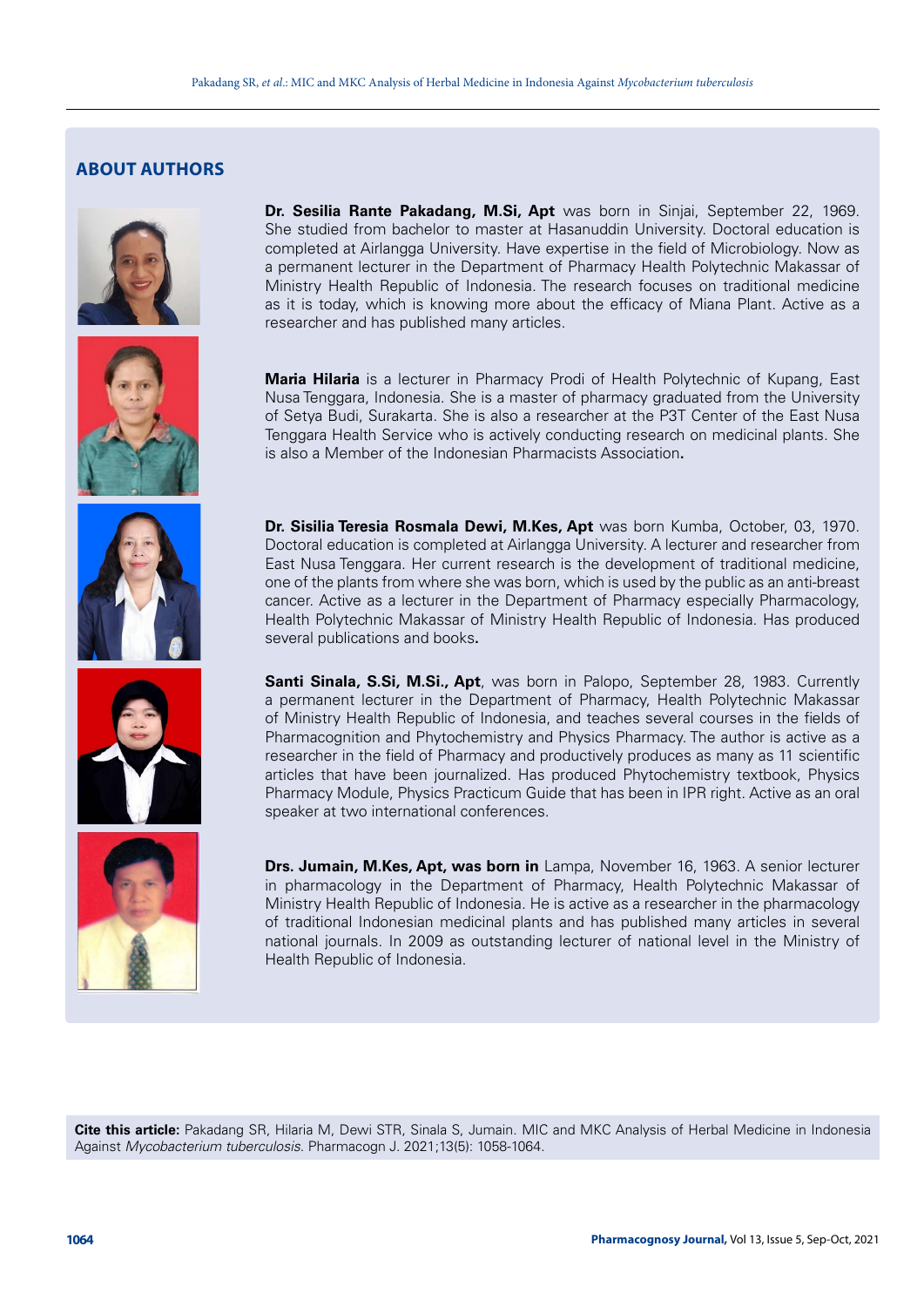## ABOUT AUTHORS

**Dr. Sesilia Rante Pakadang, M.Si, Apt** was born in Sinjai, September 22, 1969. She studied from bachelor to master at Hasanuddin University. Doctoral education is completed at Airlangga University. Have expertise in the field of Microbiology. Now as a permanent lecturer in the Department of Pharmacy Health Polytechnic Makassar of Ministry Health Republic of Indonesia. The research focuses on traditional medicine as it is today, which is knowing more about the efficacy of Miana Plant. Active as a researcher and has published many articles.

**Maria Hilaria** is a lecturer in Pharmacy Prodi of Health Polytechnic of Kupang, East Nusa Tenggara, Indonesia. She is a master of pharmacy graduated from the University of Setya Budi, Surakarta. She is also a researcher at the P3T Center of the East Nusa Tenggara Health Service who is actively conducting research on medicinal plants. She is also a Member of the Indonesian Pharmacists Association**.**

**Dr. Sisilia Teresia Rosmala Dewi, M.Kes, Apt** was born Kumba, October, 03, 1970. Doctoral education is completed at Airlangga University. A lecturer and researcher from East Nusa Tenggara. Her current research is the development of traditional medicine, one of the plants from where she was born, which is used by the public as an anti-breast cancer. Active as a lecturer in the Department of Pharmacy especially Pharmacology, Health Polytechnic Makassar of Ministry Health Republic of Indonesia. Has produced several publications and books**.**

**Santi Sinala, S.Si, M.Si., Apt**, was born in Palopo, September 28, 1983. Currently a permanent lecturer in the Department of Pharmacy, Health Polytechnic Makassar of Ministry Health Republic of Indonesia, and teaches several courses in the fields of Pharmacognition and Phytochemistry and Physics Pharmacy. The author is active as a researcher in the field of Pharmacy and productively produces as many as 11 scientific articles that have been journalized. Has produced Phytochemistry textbook, Physics Pharmacy Module, Physics Practicum Guide that has been in IPR right. Active as an oral speaker at two international conferences.

**Drs. Jumain, M.Kes, Apt, was born in** Lampa, November 16, 1963. A senior lecturer in pharmacology in the Department of Pharmacy, Health Polytechnic Makassar of Ministry Health Republic of Indonesia. He is active as a researcher in the pharmacology of traditional Indonesian medicinal plants and has published many articles in several national journals. In 2009 as outstanding lecturer of national level in the Ministry of Health Republic of Indonesia.

**Cite this article:** Pakadang SR, Hilaria M, Dewi STR, Sinala S, Jumain. MIC and MKC Analysis of Herbal Medicine in Indonesia Against *Mycobacterium tuberculosis*. Pharmacogn J. 2021;13(5): 1058-1064.